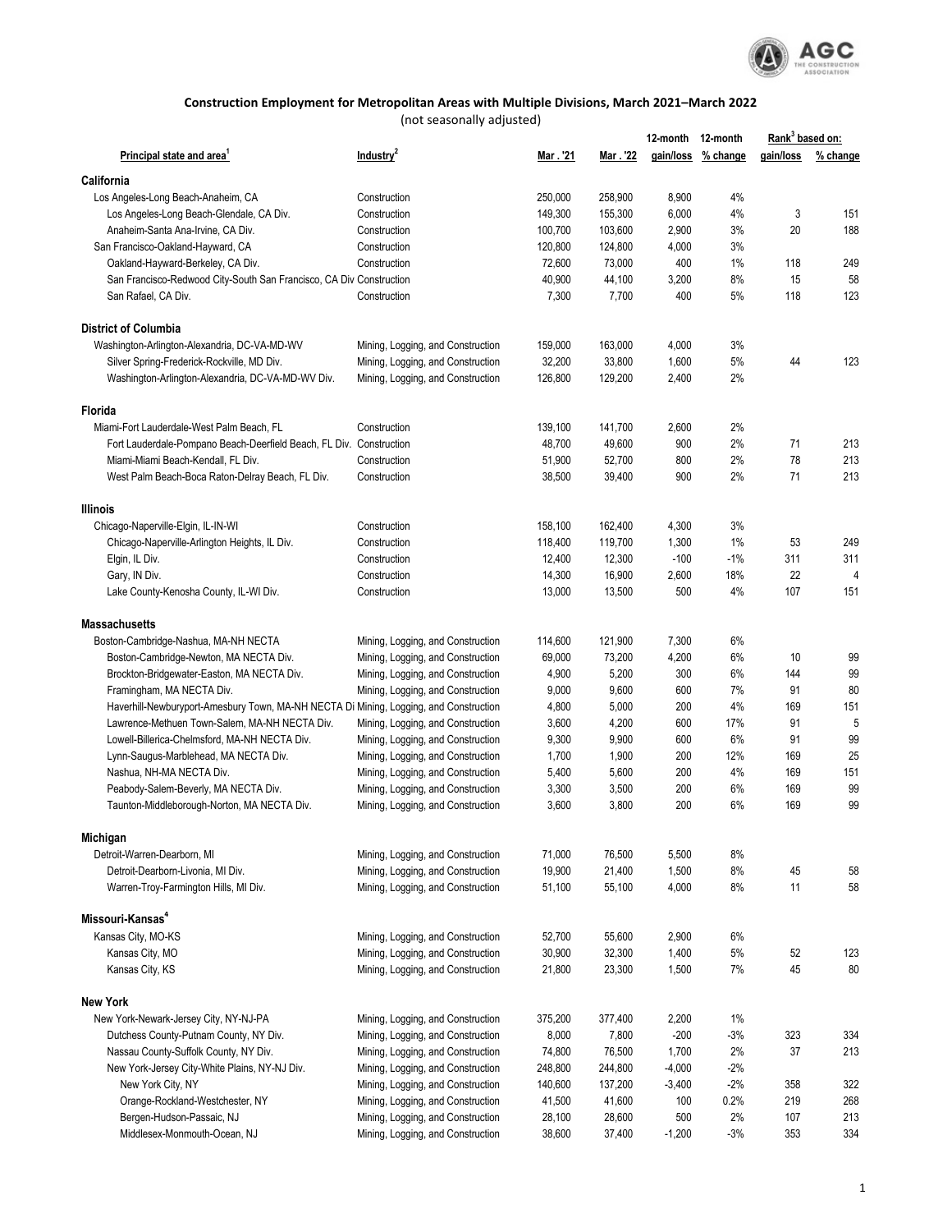## Construction Employment for Metropolitan Areas with Multiple Divisions, March 2021–March 2022

(not seasonally adjusted)

| Principal state and area[1] | Industry[2] | Mar . '21 | Mar . '22 | 12-month gain/loss | 12-month % change | Rank[3] based on: gain/loss | Rank[3] based on: % change |
|---|---|---|---|---|---|---|---|
| **California** | | | | | | | |
| Los Angeles-Long Beach-Anaheim, CA | Construction | 250,000 | 258,900 | 8,900 | 4% | | |
| Los Angeles-Long Beach-Glendale, CA Div. | Construction | 149,300 | 155,300 | 6,000 | 4% | 3 | 151 |
| Anaheim-Santa Ana-Irvine, CA Div. | Construction | 100,700 | 103,600 | 2,900 | 3% | 20 | 188 |
| San Francisco-Oakland-Hayward, CA | Construction | 120,800 | 124,800 | 4,000 | 3% | | |
| Oakland-Hayward-Berkeley, CA Div. | Construction | 72,600 | 73,000 | 400 | 1% | 118 | 249 |
| San Francisco-Redwood City-South San Francisco, CA Div | Construction | 40,900 | 44,100 | 3,200 | 8% | 15 | 58 |
| San Rafael, CA Div. | Construction | 7,300 | 7,700 | 400 | 5% | 118 | 123 |
| **District of Columbia** | | | | | | | |
| Washington-Arlington-Alexandria, DC-VA-MD-WV | Mining, Logging, and Construction | 159,000 | 163,000 | 4,000 | 3% | | |
| Silver Spring-Frederick-Rockville, MD Div. | Mining, Logging, and Construction | 32,200 | 33,800 | 1,600 | 5% | 44 | 123 |
| Washington-Arlington-Alexandria, DC-VA-MD-WV Div. | Mining, Logging, and Construction | 126,800 | 129,200 | 2,400 | 2% | | |
| **Florida** | | | | | | | |
| Miami-Fort Lauderdale-West Palm Beach, FL | Construction | 139,100 | 141,700 | 2,600 | 2% | | |
| Fort Lauderdale-Pompano Beach-Deerfield Beach, FL Div. | Construction | 48,700 | 49,600 | 900 | 2% | 71 | 213 |
| Miami-Miami Beach-Kendall, FL Div. | Construction | 51,900 | 52,700 | 800 | 2% | 78 | 213 |
| West Palm Beach-Boca Raton-Delray Beach, FL Div. | Construction | 38,500 | 39,400 | 900 | 2% | 71 | 213 |
| **Illinois** | | | | | | | |
| Chicago-Naperville-Elgin, IL-IN-WI | Construction | 158,100 | 162,400 | 4,300 | 3% | | |
| Chicago-Naperville-Arlington Heights, IL Div. | Construction | 118,400 | 119,700 | 1,300 | 1% | 53 | 249 |
| Elgin, IL Div. | Construction | 12,400 | 12,300 | -100 | -1% | 311 | 311 |
| Gary, IN Div. | Construction | 14,300 | 16,900 | 2,600 | 18% | 22 | 4 |
| Lake County-Kenosha County, IL-WI Div. | Construction | 13,000 | 13,500 | 500 | 4% | 107 | 151 |
| **Massachusetts** | | | | | | | |
| Boston-Cambridge-Nashua, MA-NH NECTA | Mining, Logging, and Construction | 114,600 | 121,900 | 7,300 | 6% | | |
| Boston-Cambridge-Newton, MA NECTA Div. | Mining, Logging, and Construction | 69,000 | 73,200 | 4,200 | 6% | 10 | 99 |
| Brockton-Bridgewater-Easton, MA NECTA Div. | Mining, Logging, and Construction | 4,900 | 5,200 | 300 | 6% | 144 | 99 |
| Framingham, MA NECTA Div. | Mining, Logging, and Construction | 9,000 | 9,600 | 600 | 7% | 91 | 80 |
| Haverhill-Newburyport-Amesbury Town, MA-NH NECTA Di | Mining, Logging, and Construction | 4,800 | 5,000 | 200 | 4% | 169 | 151 |
| Lawrence-Methuen Town-Salem, MA-NH NECTA Div. | Mining, Logging, and Construction | 3,600 | 4,200 | 600 | 17% | 91 | 5 |
| Lowell-Billerica-Chelmsford, MA-NH NECTA Div. | Mining, Logging, and Construction | 9,300 | 9,900 | 600 | 6% | 91 | 99 |
| Lynn-Saugus-Marblehead, MA NECTA Div. | Mining, Logging, and Construction | 1,700 | 1,900 | 200 | 12% | 169 | 25 |
| Nashua, NH-MA NECTA Div. | Mining, Logging, and Construction | 5,400 | 5,600 | 200 | 4% | 169 | 151 |
| Peabody-Salem-Beverly, MA NECTA Div. | Mining, Logging, and Construction | 3,300 | 3,500 | 200 | 6% | 169 | 99 |
| Taunton-Middleborough-Norton, MA NECTA Div. | Mining, Logging, and Construction | 3,600 | 3,800 | 200 | 6% | 169 | 99 |
| **Michigan** | | | | | | | |
| Detroit-Warren-Dearborn, MI | Mining, Logging, and Construction | 71,000 | 76,500 | 5,500 | 8% | | |
| Detroit-Dearborn-Livonia, MI Div. | Mining, Logging, and Construction | 19,900 | 21,400 | 1,500 | 8% | 45 | 58 |
| Warren-Troy-Farmington Hills, MI Div. | Mining, Logging, and Construction | 51,100 | 55,100 | 4,000 | 8% | 11 | 58 |
| **Missouri-Kansas[4]** | | | | | | | |
| Kansas City, MO-KS | Mining, Logging, and Construction | 52,700 | 55,600 | 2,900 | 6% | | |
| Kansas City, MO | Mining, Logging, and Construction | 30,900 | 32,300 | 1,400 | 5% | 52 | 123 |
| Kansas City, KS | Mining, Logging, and Construction | 21,800 | 23,300 | 1,500 | 7% | 45 | 80 |
| **New York** | | | | | | | |
| New York-Newark-Jersey City, NY-NJ-PA | Mining, Logging, and Construction | 375,200 | 377,400 | 2,200 | 1% | | |
| Dutchess County-Putnam County, NY Div. | Mining, Logging, and Construction | 8,000 | 7,800 | -200 | -3% | 323 | 334 |
| Nassau County-Suffolk County, NY Div. | Mining, Logging, and Construction | 74,800 | 76,500 | 1,700 | 2% | 37 | 213 |
| New York-Jersey City-White Plains, NY-NJ Div. | Mining, Logging, and Construction | 248,800 | 244,800 | -4,000 | -2% | | |
| New York City, NY | Mining, Logging, and Construction | 140,600 | 137,200 | -3,400 | -2% | 358 | 322 |
| Orange-Rockland-Westchester, NY | Mining, Logging, and Construction | 41,500 | 41,600 | 100 | 0.2% | 219 | 268 |
| Bergen-Hudson-Passaic, NJ | Mining, Logging, and Construction | 28,100 | 28,600 | 500 | 2% | 107 | 213 |
| Middlesex-Monmouth-Ocean, NJ | Mining, Logging, and Construction | 38,600 | 37,400 | -1,200 | -3% | 353 | 334 |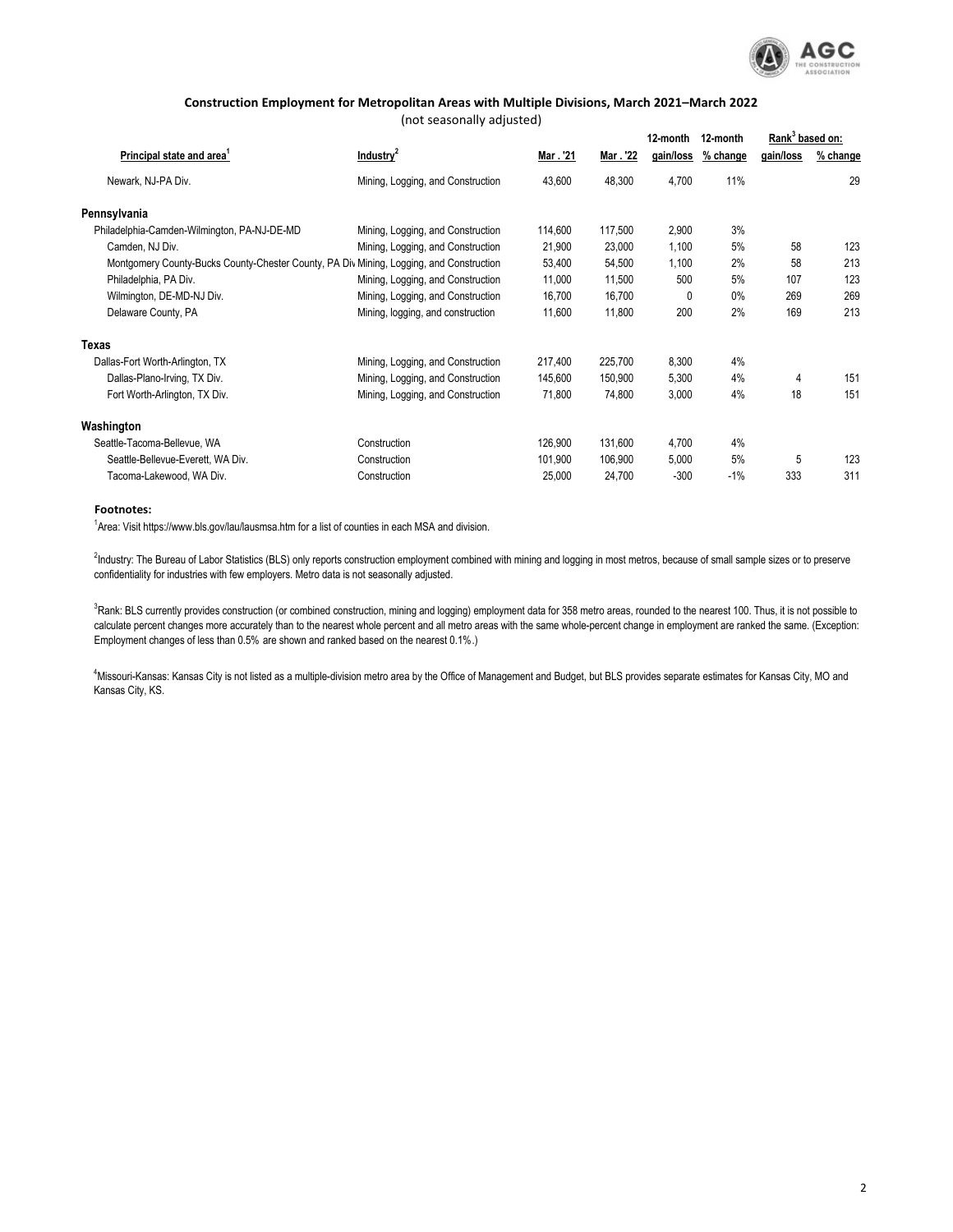## Construction Employment for Metropolitan Areas with Multiple Divisions, March 2021–March 2022

(not seasonally adjusted)

| Principal state and area[1] | Industry[2] | Mar . '21 | Mar . '22 | 12-month gain/loss | 12-month % change | Rank[3] based on: gain/loss | Rank[3] based on: % change |
|---|---|---|---|---|---|---|---|
| Newark, NJ-PA Div. | Mining, Logging, and Construction | 43,600 | 48,300 | 4,700 | 11% | | 29 |
| **Pennsylvania** | | | | | | | |
| Philadelphia-Camden-Wilmington, PA-NJ-DE-MD | Mining, Logging, and Construction | 114,600 | 117,500 | 2,900 | 3% | | |
| Camden, NJ Div. | Mining, Logging, and Construction | 21,900 | 23,000 | 1,100 | 5% | 58 | 123 |
| Montgomery County-Bucks County-Chester County, PA Div | Mining, Logging, and Construction | 53,400 | 54,500 | 1,100 | 2% | 58 | 213 |
| Philadelphia, PA Div. | Mining, Logging, and Construction | 11,000 | 11,500 | 500 | 5% | 107 | 123 |
| Wilmington, DE-MD-NJ Div. | Mining, Logging, and Construction | 16,700 | 16,700 | 0 | 0% | 269 | 269 |
| Delaware County, PA | Mining, logging, and construction | 11,600 | 11,800 | 200 | 2% | 169 | 213 |
| **Texas** | | | | | | | |
| Dallas-Fort Worth-Arlington, TX | Mining, Logging, and Construction | 217,400 | 225,700 | 8,300 | 4% | | |
| Dallas-Plano-Irving, TX Div. | Mining, Logging, and Construction | 145,600 | 150,900 | 5,300 | 4% | 4 | 151 |
| Fort Worth-Arlington, TX Div. | Mining, Logging, and Construction | 71,800 | 74,800 | 3,000 | 4% | 18 | 151 |
| **Washington** | | | | | | | |
| Seattle-Tacoma-Bellevue, WA | Construction | 126,900 | 131,600 | 4,700 | 4% | | |
| Seattle-Bellevue-Everett, WA Div. | Construction | 101,900 | 106,900 | 5,000 | 5% | 5 | 123 |
| Tacoma-Lakewood, WA Div. | Construction | 25,000 | 24,700 | -300 | -1% | 333 | 311 |

**Footnotes:**

[1]Area: Visit https://www.bls.gov/lau/lausmsa.htm for a list of counties in each MSA and division.

[2]Industry: The Bureau of Labor Statistics (BLS) only reports construction employment combined with mining and logging in most metros, because of small sample sizes or to preserve confidentiality for industries with few employers. Metro data is not seasonally adjusted.

[3]Rank: BLS currently provides construction (or combined construction, mining and logging) employment data for 358 metro areas, rounded to the nearest 100. Thus, it is not possible to calculate percent changes more accurately than to the nearest whole percent and all metro areas with the same whole-percent change in employment are ranked the same. (Exception: Employment changes of less than 0.5% are shown and ranked based on the nearest 0.1%.)

[4]Missouri-Kansas: Kansas City is not listed as a multiple-division metro area by the Office of Management and Budget, but BLS provides separate estimates for Kansas City, MO and Kansas City, KS.